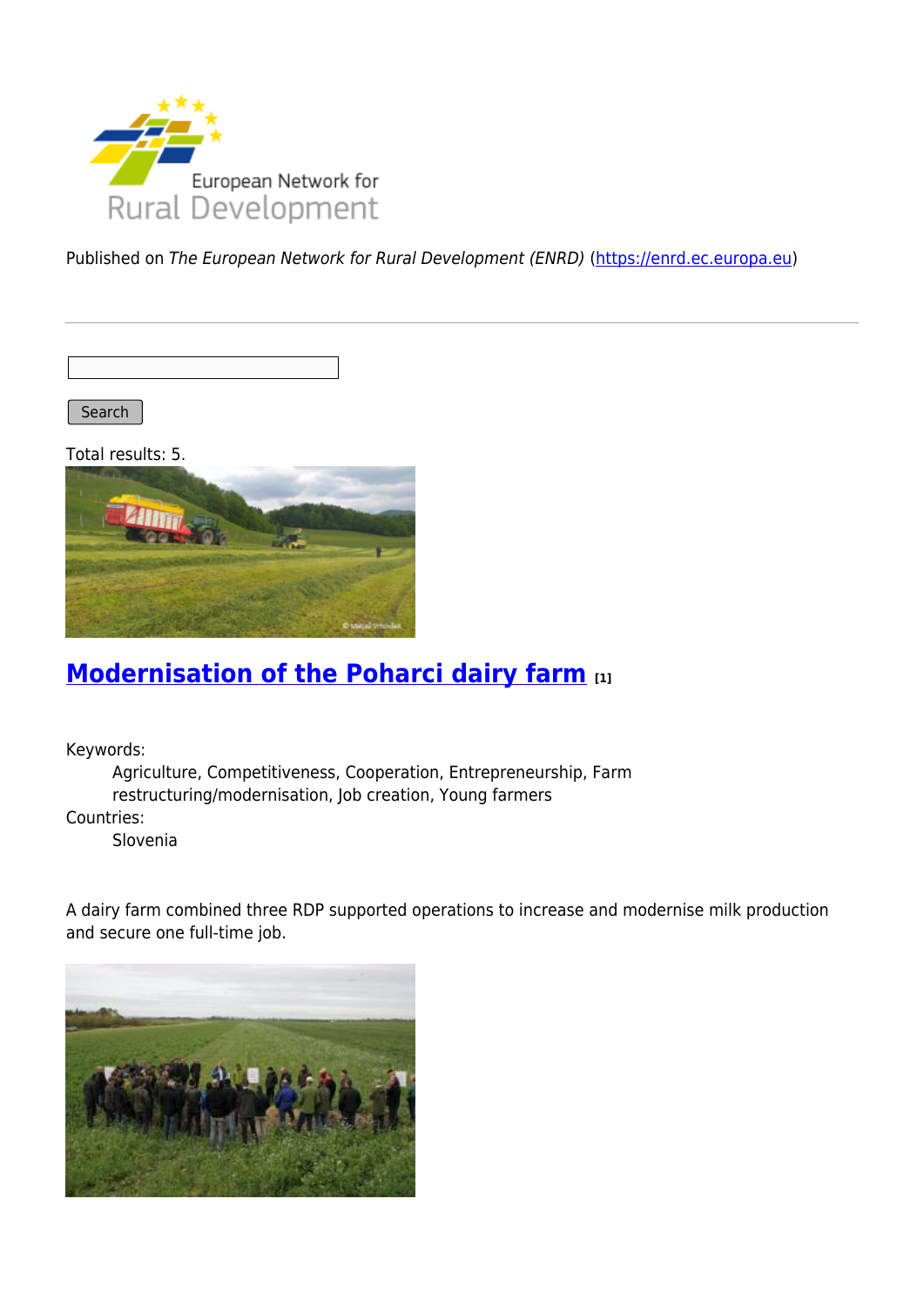European Network for Rural Development

Published on *The European Network for Rural Development (ENRD)* (https://enrd.ec.europa.eu)

Search

Total results: 5.

## Modernisation of the Poharci dairy farm [1]

Keywords:
: Agriculture, Competitiveness, Cooperation, Entrepreneurship, Farm restructuring/modernisation, Job creation, Young farmers

Countries:
: Slovenia

A dairy farm combined three RDP supported operations to increase and modernise milk production and secure one full-time job.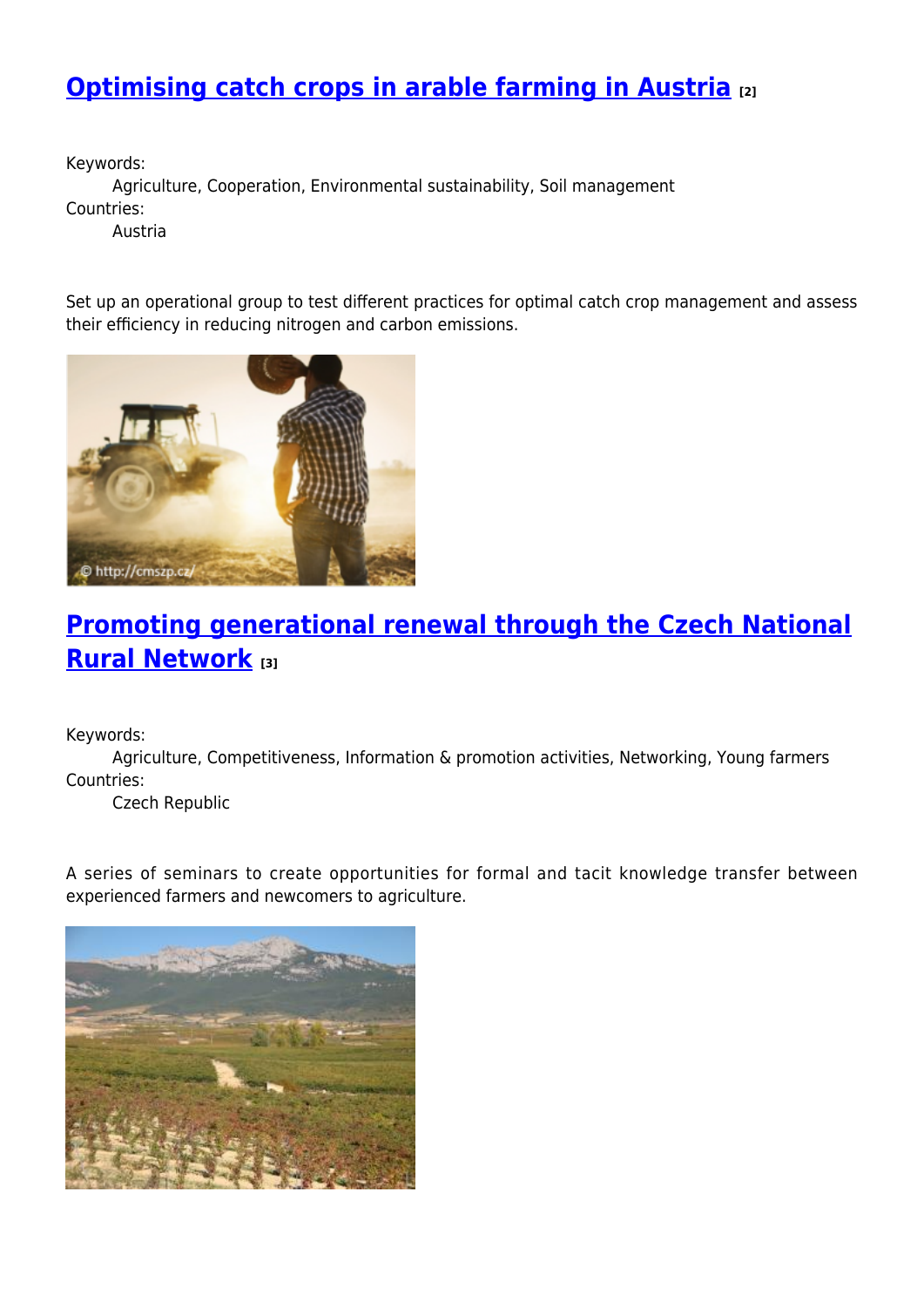## Optimising catch crops in arable farming in Austria [2]

Keywords:
Agriculture, Cooperation, Environmental sustainability, Soil management
Countries:
Austria

Set up an operational group to test different practices for optimal catch crop management and assess their efficiency in reducing nitrogen and carbon emissions.

## Promoting generational renewal through the Czech National Rural Network [3]

Keywords:
Agriculture, Competitiveness, Information & promotion activities, Networking, Young farmers
Countries:
Czech Republic

A series of seminars to create opportunities for formal and tacit knowledge transfer between experienced farmers and newcomers to agriculture.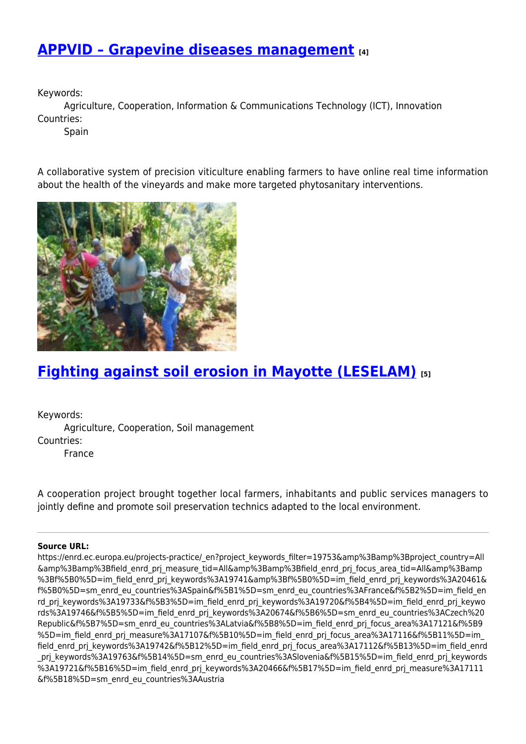## [APPVID – Grapevine diseases management](#) [4]

Keywords:

Agriculture, Cooperation, Information & Communications Technology (ICT), Innovation

Countries:

Spain

A collaborative system of precision viticulture enabling farmers to have online real time information about the health of the vineyards and make more targeted phytosanitary interventions.

## [Fighting against soil erosion in Mayotte (LESELAM)](#) [5]

Keywords:

Agriculture, Cooperation, Soil management

Countries:

France

A cooperation project brought together local farmers, inhabitants and public services managers to jointly define and promote soil preservation technics adapted to the local environment.

---

**Source URL:**
https://enrd.ec.europa.eu/projects-practice/_en?project_keywords_filter=19753&amp%3Bamp%3Bproject_country=All&amp%3Bamp%3Bfield_enrd_prj_measure_tid=All&amp%3Bamp%3Bfield_enrd_prj_focus_area_tid=All&amp%3Bamp%3Bf%5B0%5D=im_field_enrd_prj_keywords%3A19741&amp%3Bf%5B0%5D=im_field_enrd_prj_keywords%3A20461&f%5B0%5D=sm_enrd_eu_countries%3ASpain&f%5B1%5D=sm_enrd_eu_countries%3AFrance&f%5B2%5D=im_field_enrd_prj_keywords%3A19733&f%5B3%5D=im_field_enrd_prj_keywords%3A19720&f%5B4%5D=im_field_enrd_prj_keywords%3A19746&f%5B5%5D=im_field_enrd_prj_keywords%3A20674&f%5B6%5D=sm_enrd_eu_countries%3ACzech%20Republic&f%5B7%5D=sm_enrd_eu_countries%3ALatvia&f%5B8%5D=im_field_enrd_prj_focus_area%3A17121&f%5B9%5D=im_field_enrd_prj_measure%3A17107&f%5B10%5D=im_field_enrd_prj_focus_area%3A17116&f%5B11%5D=im_field_enrd_prj_keywords%3A19742&f%5B12%5D=im_field_enrd_prj_focus_area%3A17112&f%5B13%5D=im_field_enrd_prj_keywords%3A19763&f%5B14%5D=sm_enrd_eu_countries%3ASlovenia&f%5B15%5D=im_field_enrd_prj_keywords%3A19721&f%5B16%5D=im_field_enrd_prj_keywords%3A20466&f%5B17%5D=im_field_enrd_prj_measure%3A17111&f%5B18%5D=sm_enrd_eu_countries%3AAustria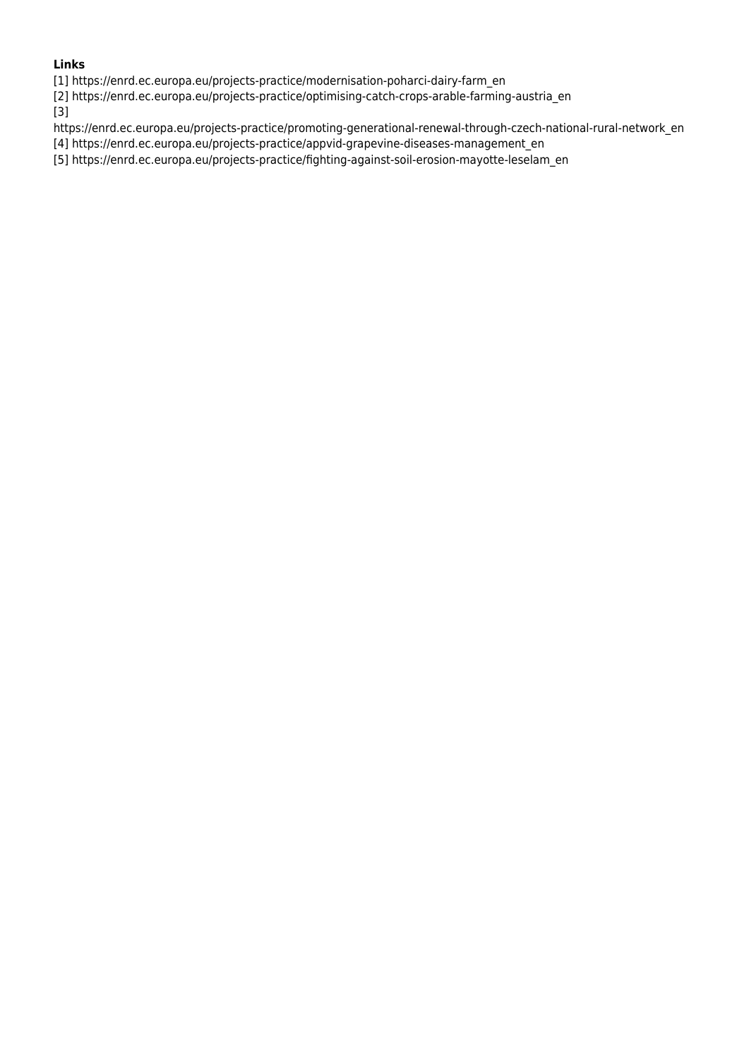**Links**

[1] https://enrd.ec.europa.eu/projects-practice/modernisation-poharci-dairy-farm_en
[2] https://enrd.ec.europa.eu/projects-practice/optimising-catch-crops-arable-farming-austria_en
[3] https://enrd.ec.europa.eu/projects-practice/promoting-generational-renewal-through-czech-national-rural-network_en
[4] https://enrd.ec.europa.eu/projects-practice/appvid-grapevine-diseases-management_en
[5] https://enrd.ec.europa.eu/projects-practice/fighting-against-soil-erosion-mayotte-leselam_en